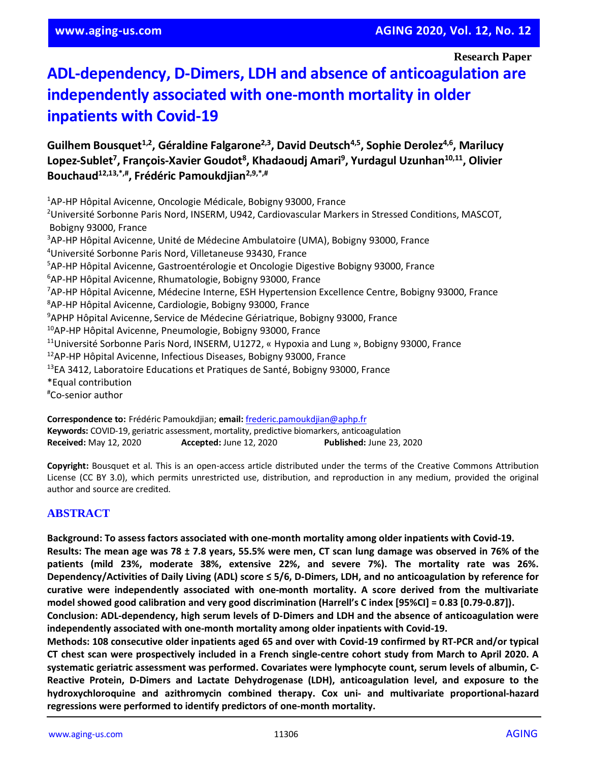Research Paper

# ADL-dependency, D-Dimers, LDH and absence of anticoagulation are independently associated with one-month mortality in older inpatients with Covid-19

**Guilhem Bousquet[1,2], Géraldine Falgarone[2,3], David Deutsch[4,5], Sophie Derolez[4,6], Marilucy Lopez-Sublet[7], François-Xavier Goudot[8], Khadaoudj Amari[9], Yurdagul Uzunhan[10,11], Olivier Bouchaud[12,13,*,#], Frédéric Pamoukdjian[2,9,*,#]**

[1]AP-HP Hôpital Avicenne, Oncologie Médicale, Bobigny 93000, France
[2]Université Sorbonne Paris Nord, INSERM, U942, Cardiovascular Markers in Stressed Conditions, MASCOT, Bobigny 93000, France
[3]AP-HP Hôpital Avicenne, Unité de Médecine Ambulatoire (UMA), Bobigny 93000, France
[4]Université Sorbonne Paris Nord, Villetaneuse 93430, France
[5]AP-HP Hôpital Avicenne, Gastroentérologie et Oncologie Digestive Bobigny 93000, France
[6]AP-HP Hôpital Avicenne, Rhumatologie, Bobigny 93000, France
[7]AP-HP Hôpital Avicenne, Médecine Interne, ESH Hypertension Excellence Centre, Bobigny 93000, France
[8]AP-HP Hôpital Avicenne, Cardiologie, Bobigny 93000, France
[9]APHP Hôpital Avicenne, Service de Médecine Gériatrique, Bobigny 93000, France
[10]AP-HP Hôpital Avicenne, Pneumologie, Bobigny 93000, France
[11]Université Sorbonne Paris Nord, INSERM, U1272, « Hypoxia and Lung », Bobigny 93000, France
[12]AP-HP Hôpital Avicenne, Infectious Diseases, Bobigny 93000, France
[13]EA 3412, Laboratoire Educations et Pratiques de Santé, Bobigny 93000, France
*Equal contribution
#Co-senior author

**Correspondence to:** Frédéric Pamoukdjian; **email:** frederic.pamoukdjian@aphp.fr
**Keywords:** COVID-19, geriatric assessment, mortality, predictive biomarkers, anticoagulation
**Received:** May 12, 2020 **Accepted:** June 12, 2020 **Published:** June 23, 2020

**Copyright:** Bousquet et al. This is an open-access article distributed under the terms of the Creative Commons Attribution License (CC BY 3.0), which permits unrestricted use, distribution, and reproduction in any medium, provided the original author and source are credited.

## ABSTRACT

**Background: To assess factors associated with one-month mortality among older inpatients with Covid-19.**

**Results: The mean age was 78 ± 7.8 years, 55.5% were men, CT scan lung damage was observed in 76% of the patients (mild 23%, moderate 38%, extensive 22%, and severe 7%). The mortality rate was 26%. Dependency/Activities of Daily Living (ADL) score ≤ 5/6, D-Dimers, LDH, and no anticoagulation by reference for curative were independently associated with one-month mortality. A score derived from the multivariate model showed good calibration and very good discrimination (Harrell's C index [95%CI] = 0.83 [0.79-0.87]).**

**Conclusion: ADL-dependency, high serum levels of D-Dimers and LDH and the absence of anticoagulation were independently associated with one-month mortality among older inpatients with Covid-19.**

**Methods: 108 consecutive older inpatients aged 65 and over with Covid-19 confirmed by RT-PCR and/or typical CT chest scan were prospectively included in a French single-centre cohort study from March to April 2020. A systematic geriatric assessment was performed. Covariates were lymphocyte count, serum levels of albumin, C-Reactive Protein, D-Dimers and Lactate Dehydrogenase (LDH), anticoagulation level, and exposure to the hydroxychloroquine and azithromycin combined therapy. Cox uni- and multivariate proportional-hazard regressions were performed to identify predictors of one-month mortality.**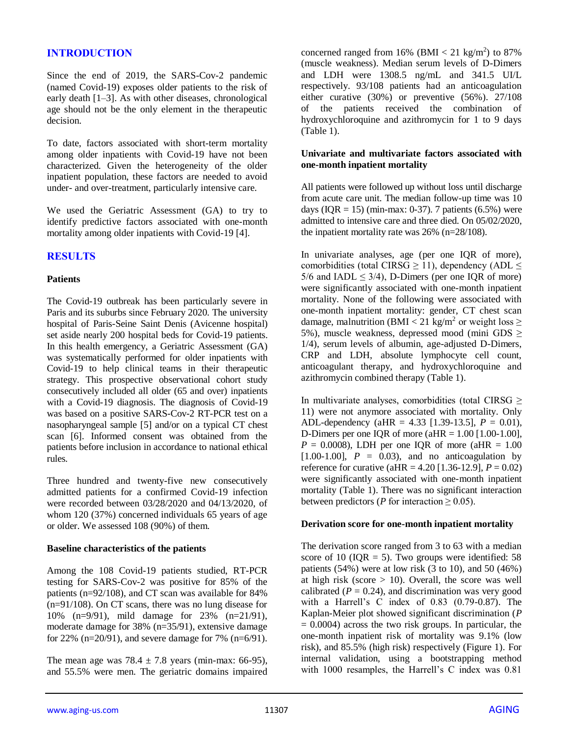## INTRODUCTION

Since the end of 2019, the SARS-Cov-2 pandemic (named Covid-19) exposes older patients to the risk of early death [1–3]. As with other diseases, chronological age should not be the only element in the therapeutic decision.

To date, factors associated with short-term mortality among older inpatients with Covid-19 have not been characterized. Given the heterogeneity of the older inpatient population, these factors are needed to avoid under- and over-treatment, particularly intensive care.

We used the Geriatric Assessment (GA) to try to identify predictive factors associated with one-month mortality among older inpatients with Covid-19 [4].

## RESULTS

### Patients

The Covid-19 outbreak has been particularly severe in Paris and its suburbs since February 2020. The university hospital of Paris-Seine Saint Denis (Avicenne hospital) set aside nearly 200 hospital beds for Covid-19 patients. In this health emergency, a Geriatric Assessment (GA) was systematically performed for older inpatients with Covid-19 to help clinical teams in their therapeutic strategy. This prospective observational cohort study consecutively included all older (65 and over) inpatients with a Covid-19 diagnosis. The diagnosis of Covid-19 was based on a positive SARS-Cov-2 RT-PCR test on a nasopharyngeal sample [5] and/or on a typical CT chest scan [6]. Informed consent was obtained from the patients before inclusion in accordance to national ethical rules.

Three hundred and twenty-five new consecutively admitted patients for a confirmed Covid-19 infection were recorded between 03/28/2020 and 04/13/2020, of whom 120 (37%) concerned individuals 65 years of age or older. We assessed 108 (90%) of them.

### Baseline characteristics of the patients

Among the 108 Covid-19 patients studied, RT-PCR testing for SARS-Cov-2 was positive for 85% of the patients (n=92/108), and CT scan was available for 84% (n=91/108). On CT scans, there was no lung disease for 10% (n=9/91), mild damage for 23% (n=21/91), moderate damage for 38% (n=35/91), extensive damage for 22% (n=20/91), and severe damage for 7% (n=6/91).

The mean age was 78.4 ± 7.8 years (min-max: 66-95), and 55.5% were men. The geriatric domains impaired concerned ranged from 16% (BMI < 21 kg/m$^2$) to 87% (muscle weakness). Median serum levels of D-Dimers and LDH were 1308.5 ng/mL and 341.5 UI/L respectively. 93/108 patients had an anticoagulation either curative (30%) or preventive (56%). 27/108 of the patients received the combination of hydroxychloroquine and azithromycin for 1 to 9 days (Table 1).

### Univariate and multivariate factors associated with one-month inpatient mortality

All patients were followed up without loss until discharge from acute care unit. The median follow-up time was 10 days (IQR = 15) (min-max: 0-37). 7 patients (6.5%) were admitted to intensive care and three died. On 05/02/2020, the inpatient mortality rate was 26% (n=28/108).

In univariate analyses, age (per one IQR of more), comorbidities (total CIRSG ≥ 11), dependency (ADL ≤ 5/6 and IADL ≤ 3/4), D-Dimers (per one IQR of more) were significantly associated with one-month inpatient mortality. None of the following were associated with one-month inpatient mortality: gender, CT chest scan damage, malnutrition (BMI < 21 kg/m$^2$ or weight loss ≥ 5%), muscle weakness, depressed mood (mini GDS ≥ 1/4), serum levels of albumin, age-adjusted D-Dimers, CRP and LDH, absolute lymphocyte cell count, anticoagulant therapy, and hydroxychloroquine and azithromycin combined therapy (Table 1).

In multivariate analyses, comorbidities (total CIRSG ≥ 11) were not anymore associated with mortality. Only ADL-dependency (aHR = 4.33 [1.39-13.5], $P$ = 0.01), D-Dimers per one IQR of more (aHR = 1.00 [1.00-1.00], $P$ = 0.0008), LDH per one IQR of more (aHR = 1.00 [1.00-1.00], $P$ = 0.03), and no anticoagulation by reference for curative (aHR = 4.20 [1.36-12.9], $P$ = 0.02) were significantly associated with one-month inpatient mortality (Table 1). There was no significant interaction between predictors ($P$ for interaction ≥ 0.05).

### Derivation score for one-month inpatient mortality

The derivation score ranged from 3 to 63 with a median score of 10 (IQR = 5). Two groups were identified: 58 patients (54%) were at low risk (3 to 10), and 50 (46%) at high risk (score > 10). Overall, the score was well calibrated ($P$ = 0.24), and discrimination was very good with a Harrell's C index of 0.83 (0.79-0.87). The Kaplan-Meier plot showed significant discrimination ($P$ = 0.0004) across the two risk groups. In particular, the one-month inpatient risk of mortality was 9.1% (low risk), and 85.5% (high risk) respectively (Figure 1). For internal validation, using a bootstrapping method with 1000 resamples, the Harrell's C index was 0.81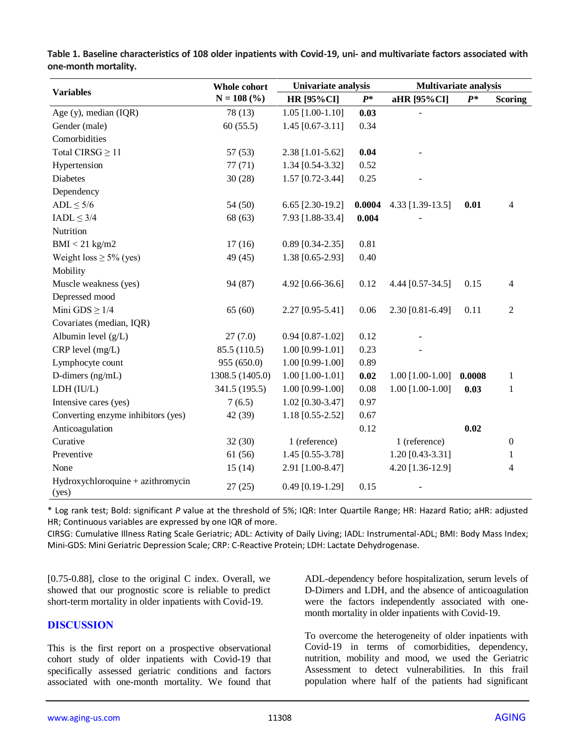**Table 1. Baseline characteristics of 108 older inpatients with Covid-19, uni- and multivariate factors associated with one-month mortality.**

| Variables | Whole cohort N = 108 (%) | Univariate analysis | | Multivariate analysis | | |
|---|---|---|---|---|---|---|
| | | HR [95%CI] | *P** | aHR [95%CI] | *P** | Scoring |
| Age (y), median (IQR) | 78 (13) | 1.05 [1.00-1.10] | **0.03** | - | | |
| Gender (male) | 60 (55.5) | 1.45 [0.67-3.11] | 0.34 | | | |
| Comorbidities | | | | | | |
| Total CIRSG ≥ 11 | 57 (53) | 2.38 [1.01-5.62] | **0.04** | - | | |
| Hypertension | 77 (71) | 1.34 [0.54-3.32] | 0.52 | | | |
| Diabetes | 30 (28) | 1.57 [0.72-3.44] | 0.25 | - | | |
| Dependency | | | | | | |
| ADL ≤ 5/6 | 54 (50) | 6.65 [2.30-19.2] | **0.0004** | 4.33 [1.39-13.5] | **0.01** | 4 |
| IADL ≤ 3/4 | 68 (63) | 7.93 [1.88-33.4] | **0.004** | - | | |
| Nutrition | | | | | | |
| BMI < 21 kg/m2 | 17 (16) | 0.89 [0.34-2.35] | 0.81 | | | |
| Weight loss ≥ 5% (yes) | 49 (45) | 1.38 [0.65-2.93] | 0.40 | | | |
| Mobility | | | | | | |
| Muscle weakness (yes) | 94 (87) | 4.92 [0.66-36.6] | 0.12 | 4.44 [0.57-34.5] | 0.15 | 4 |
| Depressed mood | | | | | | |
| Mini GDS ≥ 1/4 | 65 (60) | 2.27 [0.95-5.41] | 0.06 | 2.30 [0.81-6.49] | 0.11 | 2 |
| Covariates (median, IQR) | | | | | | |
| Albumin level (g/L) | 27 (7.0) | 0.94 [0.87-1.02] | 0.12 | - | | |
| CRP level (mg/L) | 85.5 (110.5) | 1.00 [0.99-1.01] | 0.23 | - | | |
| Lymphocyte count | 955 (650.0) | 1.00 [0.99-1.00] | 0.89 | | | |
| D-dimers (ng/mL) | 1308.5 (1405.0) | 1.00 [1.00-1.01] | **0.02** | 1.00 [1.00-1.00] | **0.0008** | 1 |
| LDH (IU/L) | 341.5 (195.5) | 1.00 [0.99-1.00] | 0.08 | 1.00 [1.00-1.00] | **0.03** | 1 |
| Intensive cares (yes) | 7 (6.5) | 1.02 [0.30-3.47] | 0.97 | | | |
| Converting enzyme inhibitors (yes) | 42 (39) | 1.18 [0.55-2.52] | 0.67 | | | |
| Anticoagulation | | | 0.12 | | **0.02** | |
| Curative | 32 (30) | 1 (reference) | | 1 (reference) | | 0 |
| Preventive | 61 (56) | 1.45 [0.55-3.78] | | 1.20 [0.43-3.31] | | 1 |
| None | 15 (14) | 2.91 [1.00-8.47] | | 4.20 [1.36-12.9] | | 4 |
| Hydroxychloroquine + azithromycin (yes) | 27 (25) | 0.49 [0.19-1.29] | 0.15 | - | | |

\* Log rank test; Bold: significant *P* value at the threshold of 5%; IQR: Inter Quartile Range; HR: Hazard Ratio; aHR: adjusted HR; Continuous variables are expressed by one IQR of more.

CIRSG: Cumulative Illness Rating Scale Geriatric; ADL: Activity of Daily Living; IADL: Instrumental-ADL; BMI: Body Mass Index; Mini-GDS: Mini Geriatric Depression Scale; CRP: C-Reactive Protein; LDH: Lactate Dehydrogenase.

[0.75-0.88], close to the original C index. Overall, we showed that our prognostic score is reliable to predict short-term mortality in older inpatients with Covid-19.

## DISCUSSION

This is the first report on a prospective observational cohort study of older inpatients with Covid-19 that specifically assessed geriatric conditions and factors associated with one-month mortality. We found that ADL-dependency before hospitalization, serum levels of D-Dimers and LDH, and the absence of anticoagulation were the factors independently associated with one-month mortality in older inpatients with Covid-19.

To overcome the heterogeneity of older inpatients with Covid-19 in terms of comorbidities, dependency, nutrition, mobility and mood, we used the Geriatric Assessment to detect vulnerabilities. In this frail population where half of the patients had significant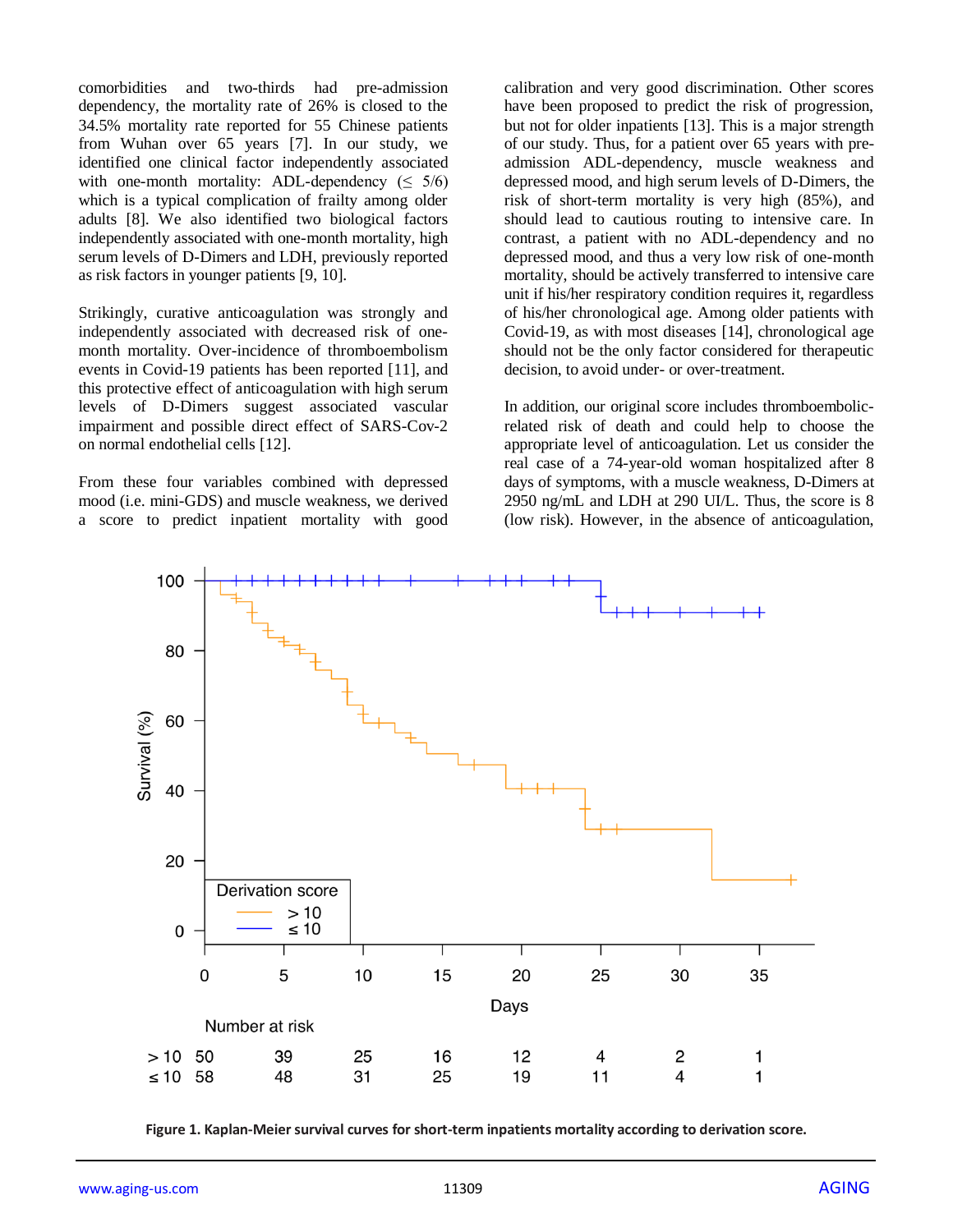comorbidities and two-thirds had pre-admission dependency, the mortality rate of 26% is closed to the 34.5% mortality rate reported for 55 Chinese patients from Wuhan over 65 years [7]. In our study, we identified one clinical factor independently associated with one-month mortality: ADL-dependency (≤ 5/6) which is a typical complication of frailty among older adults [8]. We also identified two biological factors independently associated with one-month mortality, high serum levels of D-Dimers and LDH, previously reported as risk factors in younger patients [9, 10].

Strikingly, curative anticoagulation was strongly and independently associated with decreased risk of one-month mortality. Over-incidence of thromboembolism events in Covid-19 patients has been reported [11], and this protective effect of anticoagulation with high serum levels of D-Dimers suggest associated vascular impairment and possible direct effect of SARS-Cov-2 on normal endothelial cells [12].

From these four variables combined with depressed mood (i.e. mini-GDS) and muscle weakness, we derived a score to predict inpatient mortality with good calibration and very good discrimination. Other scores have been proposed to predict the risk of progression, but not for older inpatients [13]. This is a major strength of our study. Thus, for a patient over 65 years with pre-admission ADL-dependency, muscle weakness and depressed mood, and high serum levels of D-Dimers, the risk of short-term mortality is very high (85%), and should lead to cautious routing to intensive care. In contrast, a patient with no ADL-dependency and no depressed mood, and thus a very low risk of one-month mortality, should be actively transferred to intensive care unit if his/her respiratory condition requires it, regardless of his/her chronological age. Among older patients with Covid-19, as with most diseases [14], chronological age should not be the only factor considered for therapeutic decision, to avoid under- or over-treatment.

In addition, our original score includes thromboembolic-related risk of death and could help to choose the appropriate level of anticoagulation. Let us consider the real case of a 74-year-old woman hospitalized after 8 days of symptoms, with a muscle weakness, D-Dimers at 2950 ng/mL and LDH at 290 UI/L. Thus, the score is 8 (low risk). However, in the absence of anticoagulation,

Number at risk

| | 0 | 5 | 10 | 15 | 20 | 25 | 30 | 35 |
|---|---|---|---|---|---|---|---|---|
| > 10 | 50 | 39 | 25 | 16 | 12 | 4 | 2 | 1 |
| ≤ 10 | 58 | 48 | 31 | 25 | 19 | 11 | 4 | 1 |

**Figure 1. Kaplan-Meier survival curves for short-term inpatients mortality according to derivation score.**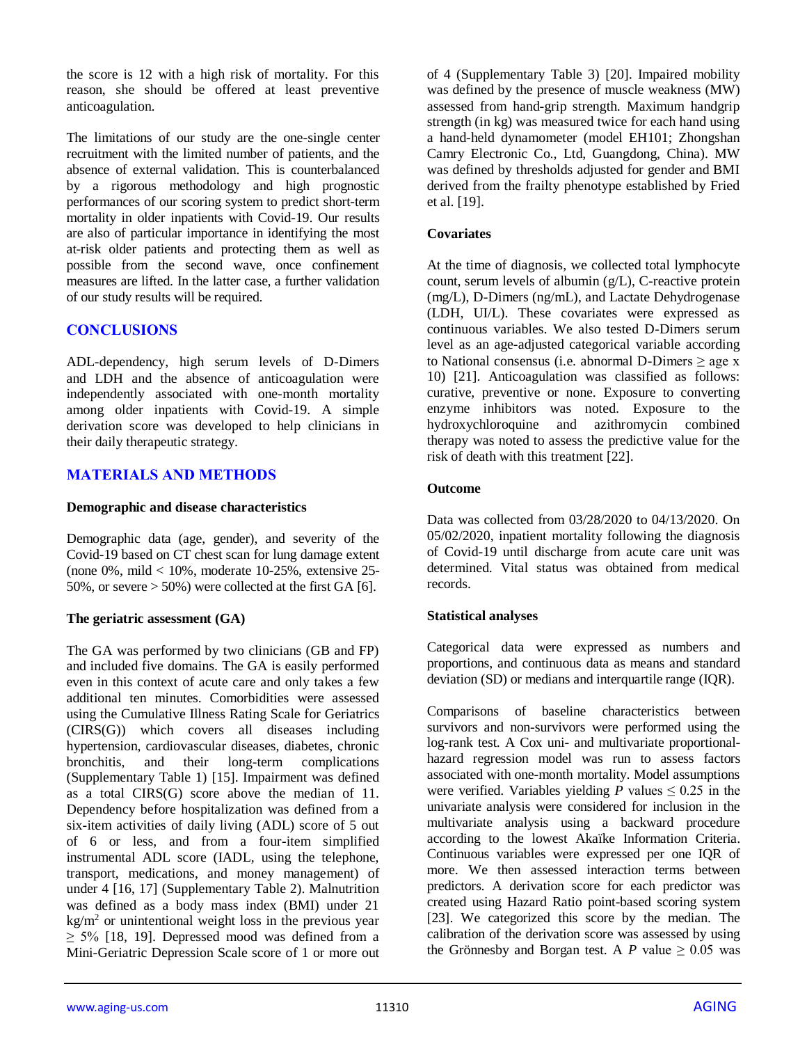the score is 12 with a high risk of mortality. For this reason, she should be offered at least preventive anticoagulation.

The limitations of our study are the one-single center recruitment with the limited number of patients, and the absence of external validation. This is counterbalanced by a rigorous methodology and high prognostic performances of our scoring system to predict short-term mortality in older inpatients with Covid-19. Our results are also of particular importance in identifying the most at-risk older patients and protecting them as well as possible from the second wave, once confinement measures are lifted. In the latter case, a further validation of our study results will be required.

## CONCLUSIONS

ADL-dependency, high serum levels of D-Dimers and LDH and the absence of anticoagulation were independently associated with one-month mortality among older inpatients with Covid-19. A simple derivation score was developed to help clinicians in their daily therapeutic strategy.

## MATERIALS AND METHODS

### Demographic and disease characteristics

Demographic data (age, gender), and severity of the Covid-19 based on CT chest scan for lung damage extent (none 0%, mild < 10%, moderate 10-25%, extensive 25-50%, or severe > 50%) were collected at the first GA [6].

### The geriatric assessment (GA)

The GA was performed by two clinicians (GB and FP) and included five domains. The GA is easily performed even in this context of acute care and only takes a few additional ten minutes. Comorbidities were assessed using the Cumulative Illness Rating Scale for Geriatrics (CIRS(G)) which covers all diseases including hypertension, cardiovascular diseases, diabetes, chronic bronchitis, and their long-term complications (Supplementary Table 1) [15]. Impairment was defined as a total CIRS(G) score above the median of 11. Dependency before hospitalization was defined from a six-item activities of daily living (ADL) score of 5 out of 6 or less, and from a four-item simplified instrumental ADL score (IADL, using the telephone, transport, medications, and money management) of under 4 [16, 17] (Supplementary Table 2). Malnutrition was defined as a body mass index (BMI) under 21 $kg/m^2$ or unintentional weight loss in the previous year $\geq$ 5% [18, 19]. Depressed mood was defined from a Mini-Geriatric Depression Scale score of 1 or more out of 4 (Supplementary Table 3) [20]. Impaired mobility was defined by the presence of muscle weakness (MW) assessed from hand-grip strength. Maximum handgrip strength (in kg) was measured twice for each hand using a hand-held dynamometer (model EH101; Zhongshan Camry Electronic Co., Ltd, Guangdong, China). MW was defined by thresholds adjusted for gender and BMI derived from the frailty phenotype established by Fried et al. [19].

### Covariates

At the time of diagnosis, we collected total lymphocyte count, serum levels of albumin (g/L), C-reactive protein (mg/L), D-Dimers (ng/mL), and Lactate Dehydrogenase (LDH, UI/L). These covariates were expressed as continuous variables. We also tested D-Dimers serum level as an age-adjusted categorical variable according to National consensus (i.e. abnormal D-Dimers $\geq$ age x 10) [21]. Anticoagulation was classified as follows: curative, preventive or none. Exposure to converting enzyme inhibitors was noted. Exposure to the hydroxychloroquine and azithromycin combined therapy was noted to assess the predictive value for the risk of death with this treatment [22].

### Outcome

Data was collected from 03/28/2020 to 04/13/2020. On 05/02/2020, inpatient mortality following the diagnosis of Covid-19 until discharge from acute care unit was determined. Vital status was obtained from medical records.

### Statistical analyses

Categorical data were expressed as numbers and proportions, and continuous data as means and standard deviation (SD) or medians and interquartile range (IQR).

Comparisons of baseline characteristics between survivors and non-survivors were performed using the log-rank test. A Cox uni- and multivariate proportional-hazard regression model was run to assess factors associated with one-month mortality. Model assumptions were verified. Variables yielding $P$ values $\leq 0.25$ in the univariate analysis were considered for inclusion in the multivariate analysis using a backward procedure according to the lowest Akaïke Information Criteria. Continuous variables were expressed per one IQR of more. We then assessed interaction terms between predictors. A derivation score for each predictor was created using Hazard Ratio point-based scoring system [23]. We categorized this score by the median. The calibration of the derivation score was assessed by using the Grönnesby and Borgan test. A $P$ value $\geq 0.05$ was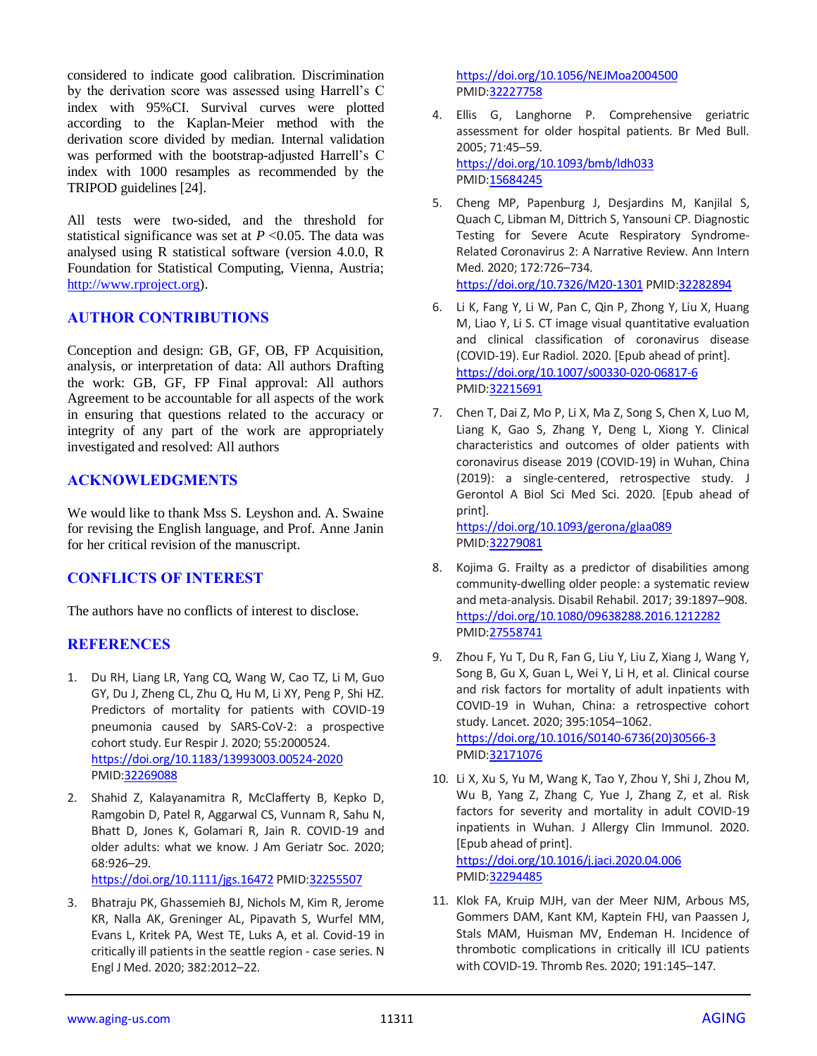considered to indicate good calibration. Discrimination by the derivation score was assessed using Harrell's C index with 95%CI. Survival curves were plotted according to the Kaplan-Meier method with the derivation score divided by median. Internal validation was performed with the bootstrap-adjusted Harrell's C index with 1000 resamples as recommended by the TRIPOD guidelines [24].

All tests were two-sided, and the threshold for statistical significance was set at $P$ <0.05. The data was analysed using R statistical software (version 4.0.0, R Foundation for Statistical Computing, Vienna, Austria; http://www.rproject.org).

## AUTHOR CONTRIBUTIONS

Conception and design: GB, GF, OB, FP Acquisition, analysis, or interpretation of data: All authors Drafting the work: GB, GF, FP Final approval: All authors Agreement to be accountable for all aspects of the work in ensuring that questions related to the accuracy or integrity of any part of the work are appropriately investigated and resolved: All authors

## ACKNOWLEDGMENTS

We would like to thank Mss S. Leyshon and. A. Swaine for revising the English language, and Prof. Anne Janin for her critical revision of the manuscript.

## CONFLICTS OF INTEREST

The authors have no conflicts of interest to disclose.

## REFERENCES

1. Du RH, Liang LR, Yang CQ, Wang W, Cao TZ, Li M, Guo GY, Du J, Zheng CL, Zhu Q, Hu M, Li XY, Peng P, Shi HZ. Predictors of mortality for patients with COVID-19 pneumonia caused by SARS-CoV-2: a prospective cohort study. Eur Respir J. 2020; 55:2000524. https://doi.org/10.1183/13993003.00524-2020 PMID:32269088

2. Shahid Z, Kalayanamitra R, McClafferty B, Kepko D, Ramgobin D, Patel R, Aggarwal CS, Vunnam R, Sahu N, Bhatt D, Jones K, Golamari R, Jain R. COVID-19 and older adults: what we know. J Am Geriatr Soc. 2020; 68:926–29. https://doi.org/10.1111/jgs.16472 PMID:32255507

3. Bhatraju PK, Ghassemieh BJ, Nichols M, Kim R, Jerome KR, Nalla AK, Greninger AL, Pipavath S, Wurfel MM, Evans L, Kritek PA, West TE, Luks A, et al. Covid-19 in critically ill patients in the seattle region - case series. N Engl J Med. 2020; 382:2012–22. https://doi.org/10.1056/NEJMoa2004500 PMID:32227758

4. Ellis G, Langhorne P. Comprehensive geriatric assessment for older hospital patients. Br Med Bull. 2005; 71:45–59. https://doi.org/10.1093/bmb/ldh033 PMID:15684245

5. Cheng MP, Papenburg J, Desjardins M, Kanjilal S, Quach C, Libman M, Dittrich S, Yansouni CP. Diagnostic Testing for Severe Acute Respiratory Syndrome-Related Coronavirus 2: A Narrative Review. Ann Intern Med. 2020; 172:726–734. https://doi.org/10.7326/M20-1301 PMID:32282894

6. Li K, Fang Y, Li W, Pan C, Qin P, Zhong Y, Liu X, Huang M, Liao Y, Li S. CT image visual quantitative evaluation and clinical classification of coronavirus disease (COVID-19). Eur Radiol. 2020. [Epub ahead of print]. https://doi.org/10.1007/s00330-020-06817-6 PMID:32215691

7. Chen T, Dai Z, Mo P, Li X, Ma Z, Song S, Chen X, Luo M, Liang K, Gao S, Zhang Y, Deng L, Xiong Y. Clinical characteristics and outcomes of older patients with coronavirus disease 2019 (COVID-19) in Wuhan, China (2019): a single-centered, retrospective study. J Gerontol A Biol Sci Med Sci. 2020. [Epub ahead of print]. https://doi.org/10.1093/gerona/glaa089 PMID:32279081

8. Kojima G. Frailty as a predictor of disabilities among community-dwelling older people: a systematic review and meta-analysis. Disabil Rehabil. 2017; 39:1897–908. https://doi.org/10.1080/09638288.2016.1212282 PMID:27558741

9. Zhou F, Yu T, Du R, Fan G, Liu Y, Liu Z, Xiang J, Wang Y, Song B, Gu X, Guan L, Wei Y, Li H, et al. Clinical course and risk factors for mortality of adult inpatients with COVID-19 in Wuhan, China: a retrospective cohort study. Lancet. 2020; 395:1054–1062. https://doi.org/10.1016/S0140-6736(20)30566-3 PMID:32171076

10. Li X, Xu S, Yu M, Wang K, Tao Y, Zhou Y, Shi J, Zhou M, Wu B, Yang Z, Zhang C, Yue J, Zhang Z, et al. Risk factors for severity and mortality in adult COVID-19 inpatients in Wuhan. J Allergy Clin Immunol. 2020. [Epub ahead of print]. https://doi.org/10.1016/j.jaci.2020.04.006 PMID:32294485

11. Klok FA, Kruip MJH, van der Meer NJM, Arbous MS, Gommers DAM, Kant KM, Kaptein FHJ, van Paassen J, Stals MAM, Huisman MV, Endeman H. Incidence of thrombotic complications in critically ill ICU patients with COVID-19. Thromb Res. 2020; 191:145–147.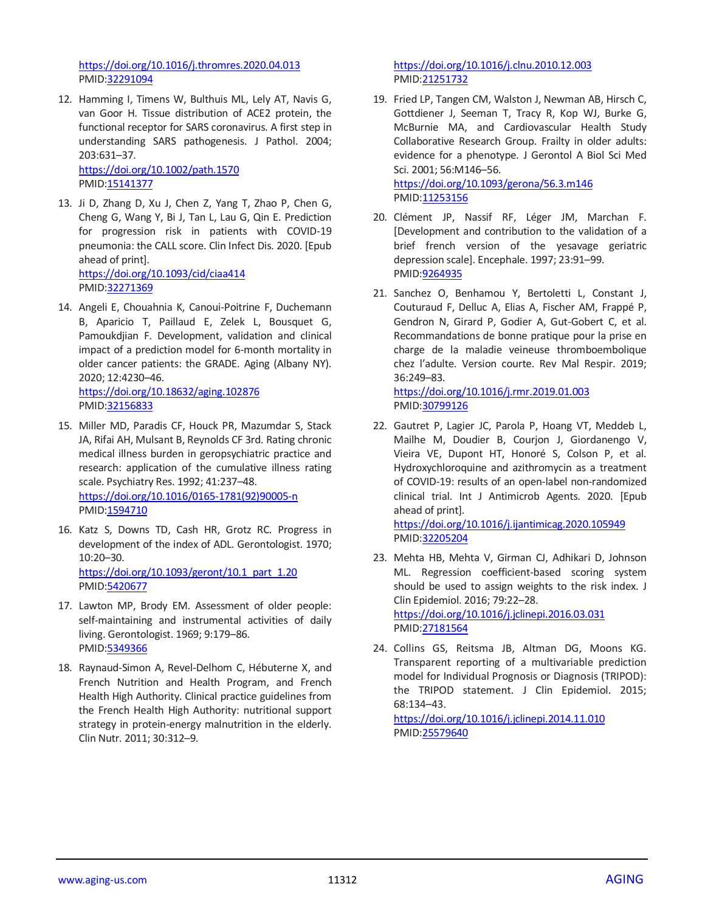https://doi.org/10.1016/j.thromres.2020.04.013
PMID:32291094

12. Hamming I, Timens W, Bulthuis ML, Lely AT, Navis G, van Goor H. Tissue distribution of ACE2 protein, the functional receptor for SARS coronavirus. A first step in understanding SARS pathogenesis. J Pathol. 2004; 203:631–37.
https://doi.org/10.1002/path.1570
PMID:15141377

13. Ji D, Zhang D, Xu J, Chen Z, Yang T, Zhao P, Chen G, Cheng G, Wang Y, Bi J, Tan L, Lau G, Qin E. Prediction for progression risk in patients with COVID-19 pneumonia: the CALL score. Clin Infect Dis. 2020. [Epub ahead of print].
https://doi.org/10.1093/cid/ciaa414
PMID:32271369

14. Angeli E, Chouahnia K, Canoui-Poitrine F, Duchemann B, Aparicio T, Paillaud E, Zelek L, Bousquet G, Pamoukdjian F. Development, validation and clinical impact of a prediction model for 6-month mortality in older cancer patients: the GRADE. Aging (Albany NY). 2020; 12:4230–46.
https://doi.org/10.18632/aging.102876
PMID:32156833

15. Miller MD, Paradis CF, Houck PR, Mazumdar S, Stack JA, Rifai AH, Mulsant B, Reynolds CF 3rd. Rating chronic medical illness burden in geropsychiatric practice and research: application of the cumulative illness rating scale. Psychiatry Res. 1992; 41:237–48.
https://doi.org/10.1016/0165-1781(92)90005-n
PMID:1594710

16. Katz S, Downs TD, Cash HR, Grotz RC. Progress in development of the index of ADL. Gerontologist. 1970; 10:20–30.
https://doi.org/10.1093/geront/10.1_part_1.20
PMID:5420677

17. Lawton MP, Brody EM. Assessment of older people: self-maintaining and instrumental activities of daily living. Gerontologist. 1969; 9:179–86.
PMID:5349366

18. Raynaud-Simon A, Revel-Delhom C, Hébuterne X, and French Nutrition and Health Program, and French Health High Authority. Clinical practice guidelines from the French Health High Authority: nutritional support strategy in protein-energy malnutrition in the elderly. Clin Nutr. 2011; 30:312–9.
https://doi.org/10.1016/j.clnu.2010.12.003
PMID:21251732

19. Fried LP, Tangen CM, Walston J, Newman AB, Hirsch C, Gottdiener J, Seeman T, Tracy R, Kop WJ, Burke G, McBurnie MA, and Cardiovascular Health Study Collaborative Research Group. Frailty in older adults: evidence for a phenotype. J Gerontol A Biol Sci Med Sci. 2001; 56:M146–56.
https://doi.org/10.1093/gerona/56.3.m146
PMID:11253156

20. Clément JP, Nassif RF, Léger JM, Marchan F. [Development and contribution to the validation of a brief french version of the yesavage geriatric depression scale]. Encephale. 1997; 23:91–99.
PMID:9264935

21. Sanchez O, Benhamou Y, Bertoletti L, Constant J, Couturaud F, Delluc A, Elias A, Fischer AM, Frappé P, Gendron N, Girard P, Godier A, Gut-Gobert C, et al. Recommandations de bonne pratique pour la prise en charge de la maladie veineuse thromboembolique chez l'adulte. Version courte. Rev Mal Respir. 2019; 36:249–83.
https://doi.org/10.1016/j.rmr.2019.01.003
PMID:30799126

22. Gautret P, Lagier JC, Parola P, Hoang VT, Meddeb L, Mailhe M, Doudier B, Courjon J, Giordanengo V, Vieira VE, Dupont HT, Honoré S, Colson P, et al. Hydroxychloroquine and azithromycin as a treatment of COVID-19: results of an open-label non-randomized clinical trial. Int J Antimicrob Agents. 2020. [Epub ahead of print].
https://doi.org/10.1016/j.ijantimicag.2020.105949
PMID:32205204

23. Mehta HB, Mehta V, Girman CJ, Adhikari D, Johnson ML. Regression coefficient-based scoring system should be used to assign weights to the risk index. J Clin Epidemiol. 2016; 79:22–28.
https://doi.org/10.1016/j.jclinepi.2016.03.031
PMID:27181564

24. Collins GS, Reitsma JB, Altman DG, Moons KG. Transparent reporting of a multivariable prediction model for Individual Prognosis or Diagnosis (TRIPOD): the TRIPOD statement. J Clin Epidemiol. 2015; 68:134–43.
https://doi.org/10.1016/j.jclinepi.2014.11.010
PMID:25579640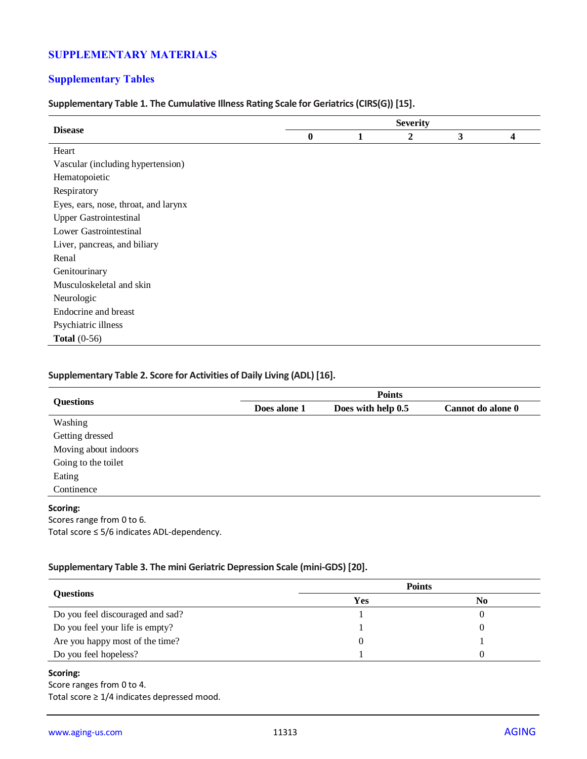# SUPPLEMENTARY MATERIALS

## Supplementary Tables

**Supplementary Table 1. The Cumulative Illness Rating Scale for Geriatrics (CIRS(G)) [15].**

| Disease | Severity | | | | |
|---|---|---|---|---|---|
| | 0 | 1 | 2 | 3 | 4 |
| Heart | | | | | |
| Vascular (including hypertension) | | | | | |
| Hematopoietic | | | | | |
| Respiratory | | | | | |
| Eyes, ears, nose, throat, and larynx | | | | | |
| Upper Gastrointestinal | | | | | |
| Lower Gastrointestinal | | | | | |
| Liver, pancreas, and biliary | | | | | |
| Renal | | | | | |
| Genitourinary | | | | | |
| Musculoskeletal and skin | | | | | |
| Neurologic | | | | | |
| Endocrine and breast | | | | | |
| Psychiatric illness | | | | | |
| **Total** (0-56) | | | | | |

**Supplementary Table 2. Score for Activities of Daily Living (ADL) [16].**

| Questions | Points | | |
|---|---|---|---|
| | Does alone 1 | Does with help 0.5 | Cannot do alone 0 |
| Washing | | | |
| Getting dressed | | | |
| Moving about indoors | | | |
| Going to the toilet | | | |
| Eating | | | |
| Continence | | | |

**Scoring:**

Scores range from 0 to 6.

Total score ≤ 5/6 indicates ADL-dependency.

**Supplementary Table 3. The mini Geriatric Depression Scale (mini-GDS) [20].**

| Questions | Points | |
|---|---|---|
| | Yes | No |
| Do you feel discouraged and sad? | 1 | 0 |
| Do you feel your life is empty? | 1 | 0 |
| Are you happy most of the time? | 0 | 1 |
| Do you feel hopeless? | 1 | 0 |

**Scoring:**

Score ranges from 0 to 4.

Total score ≥ 1/4 indicates depressed mood.